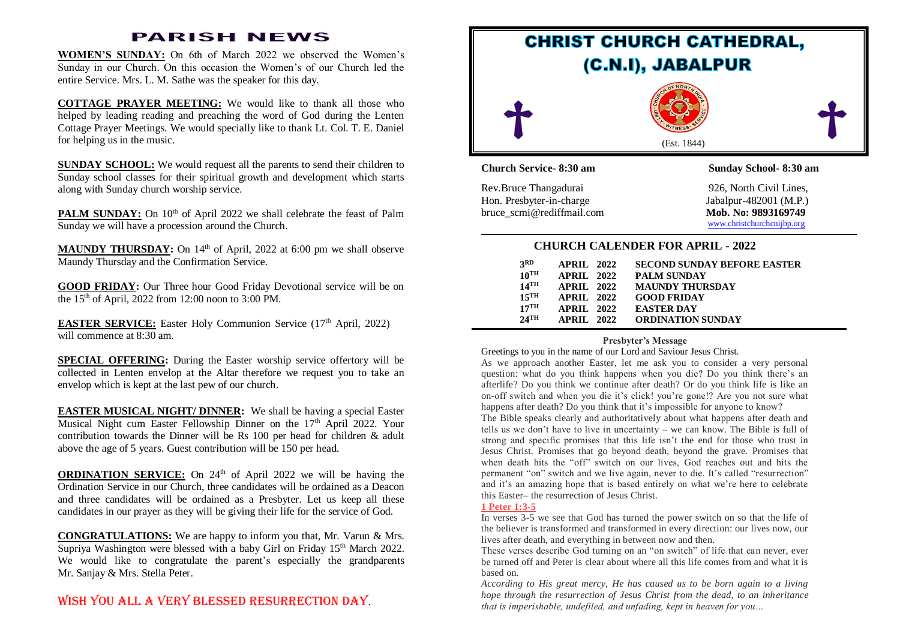# PARISH NEWS

**WOMEN'S SUNDAY:** On 6th of March 2022 we observed the Women's Sunday in our Church. On this occasion the Women's of our Church led the entire Service. Mrs. L. M. Sathe was the speaker for this day.

**COTTAGE PRAYER MEETING:** We would like to thank all those who helped by leading reading and preaching the word of God during the Lenten Cottage Prayer Meetings. We would specially like to thank Lt. Col. T. E. Daniel for helping us in the music.

**SUNDAY SCHOOL:** We would request all the parents to send their children to Sunday school classes for their spiritual growth and development which starts along with Sunday church worship service.

**PALM SUNDAY:** On 10th of April 2022 we shall celebrate the feast of Palm Sunday we will have a procession around the Church.

**MAUNDY THURSDAY:** On 14th of April, 2022 at 6:00 pm we shall observe Maundy Thursday and the Confirmation Service.

**GOOD FRIDAY:** Our Three hour Good Friday Devotional service will be on the 15th of April, 2022 from 12:00 noon to 3:00 PM.

**EASTER SERVICE:** Easter Holy Communion Service (17th April, 2022) will commence at 8:30 am.

**SPECIAL OFFERING:** During the Easter worship service offertory will be collected in Lenten envelop at the Altar therefore we request you to take an envelop which is kept at the last pew of our church.

**EASTER MUSICAL NIGHT/ DINNER:** We shall be having a special Easter Musical Night cum Easter Fellowship Dinner on the 17th April 2022. Your contribution towards the Dinner will be Rs 100 per head for children & adult above the age of 5 years. Guest contribution will be 150 per head.

**ORDINATION SERVICE:** On 24th of April 2022 we will be having the Ordination Service in our Church, three candidates will be ordained as a Deacon and three candidates will be ordained as a Presbyter. Let us keep all these candidates in our prayer as they will be giving their life for the service of God.

**CONGRATULATIONS:** We are happy to inform you that, Mr. Varun & Mrs. Supriya Washington were blessed with a baby Girl on Friday 15th March 2022. We would like to congratulate the parent's especially the grandparents Mr. Sanjay & Mrs. Stella Peter.

WISH YOU ALL A VERY BLESSED RESURRECTION DAY.

# CHRIST CHURCH CATHEDRAL, (C.N.I), JABALPUR

CHURCH OF NORTH INDIA · UNITY · WITNESS · SERVICE

(Est. 1844)

**Church Service- 8:30 am** | **Sunday School- 8:30 am**

Rev.Bruce Thangadurai
Hon. Presbyter-in-charge
bruce_scmi@rediffmail.com

926, North Civil Lines,
Jabalpur-482001 (M.P.)
**Mob. No: 9893169749**
www.christchurchcnijbp.org

## CHURCH CALENDER FOR APRIL - 2022

| | | |
|---|---|---|
| 3RD | APRIL 2022 | SECOND SUNDAY BEFORE EASTER |
| 10TH | APRIL 2022 | PALM SUNDAY |
| 14TH | APRIL 2022 | MAUNDY THURSDAY |
| 15TH | APRIL 2022 | GOOD FRIDAY |
| 17TH | APRIL 2022 | EASTER DAY |
| 24TH | APRIL 2022 | ORDINATION SUNDAY |

### Presbyter's Message

Greetings to you in the name of our Lord and Saviour Jesus Christ.

As we approach another Easter, let me ask you to consider a very personal question: what do you think happens when you die? Do you think there's an afterlife? Do you think we continue after death? Or do you think life is like an on-off switch and when you die it's click! you're gone!? Are you not sure what happens after death? Do you think that it's impossible for anyone to know?

The Bible speaks clearly and authoritatively about what happens after death and tells us we don't have to live in uncertainty – we can know. The Bible is full of strong and specific promises that this life isn't the end for those who trust in Jesus Christ. Promises that go beyond death, beyond the grave. Promises that when death hits the "off" switch on our lives, God reaches out and hits the permanent "on" switch and we live again, never to die. It's called "resurrection" and it's an amazing hope that is based entirely on what we're here to celebrate this Easter– the resurrection of Jesus Christ.

**1 Peter 1:3-5**

In verses 3-5 we see that God has turned the power switch on so that the life of the believer is transformed and transformed in every direction: our lives now, our lives after death, and everything in between now and then.

These verses describe God turning on an "on switch" of life that can never, ever be turned off and Peter is clear about where all this life comes from and what it is based on.

*According to His great mercy, He has caused us to be born again to a living hope through the resurrection of Jesus Christ from the dead, to an inheritance that is imperishable, undefiled, and unfading, kept in heaven for you…*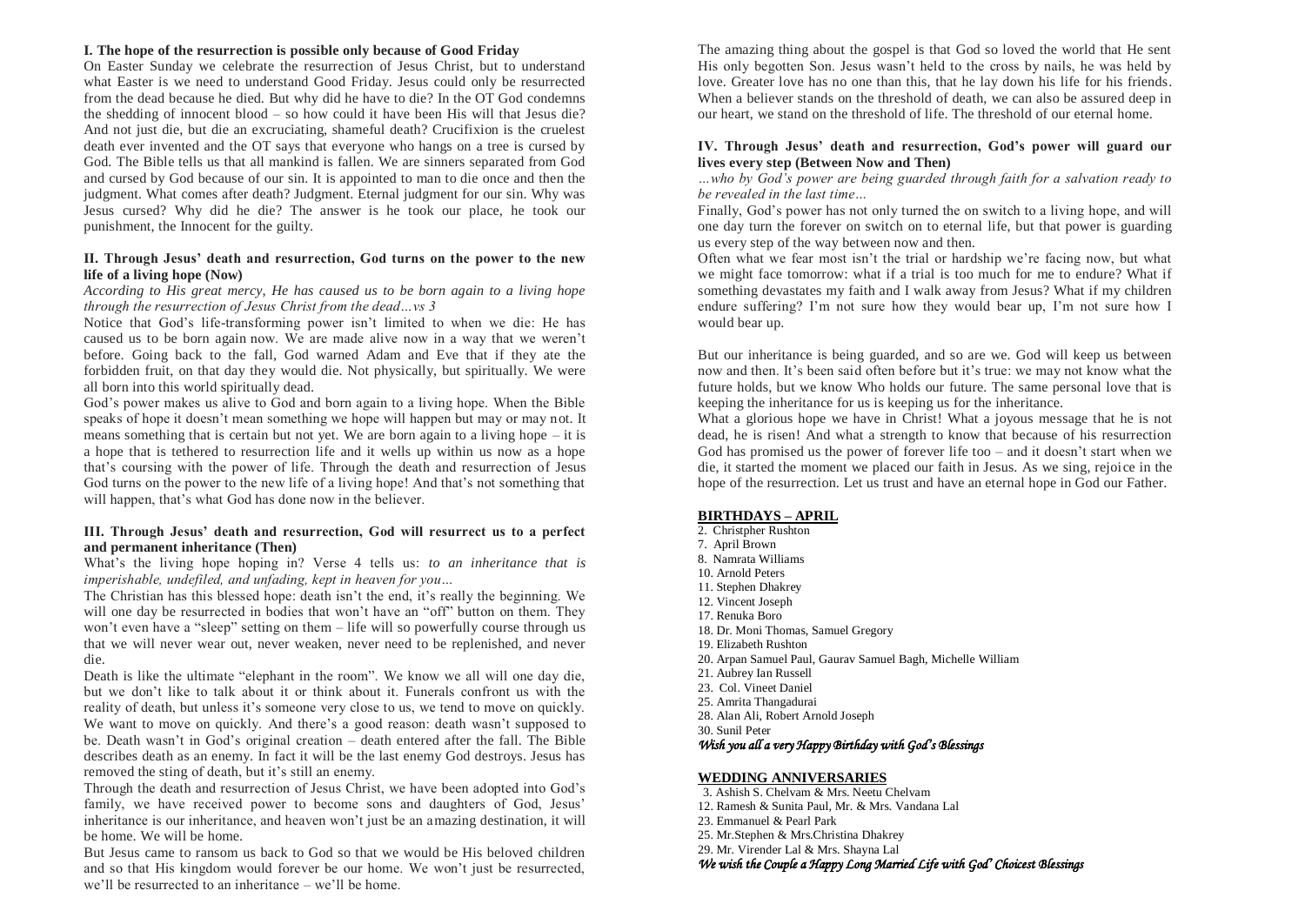### I. The hope of the resurrection is possible only because of Good Friday

On Easter Sunday we celebrate the resurrection of Jesus Christ, but to understand what Easter is we need to understand Good Friday. Jesus could only be resurrected from the dead because he died. But why did he have to die? In the OT God condemns the shedding of innocent blood – so how could it have been His will that Jesus die? And not just die, but die an excruciating, shameful death? Crucifixion is the cruelest death ever invented and the OT says that everyone who hangs on a tree is cursed by God. The Bible tells us that all mankind is fallen. We are sinners separated from God and cursed by God because of our sin. It is appointed to man to die once and then the judgment. What comes after death? Judgment. Eternal judgment for our sin. Why was Jesus cursed? Why did he die? The answer is he took our place, he took our punishment, the Innocent for the guilty.

### II. Through Jesus' death and resurrection, God turns on the power to the new life of a living hope (Now)

*According to His great mercy, He has caused us to be born again to a living hope through the resurrection of Jesus Christ from the dead…vs 3*

Notice that God's life-transforming power isn't limited to when we die: He has caused us to be born again now. We are made alive now in a way that we weren't before. Going back to the fall, God warned Adam and Eve that if they ate the forbidden fruit, on that day they would die. Not physically, but spiritually. We were all born into this world spiritually dead.

God's power makes us alive to God and born again to a living hope. When the Bible speaks of hope it doesn't mean something we hope will happen but may or may not. It means something that is certain but not yet. We are born again to a living hope – it is a hope that is tethered to resurrection life and it wells up within us now as a hope that's coursing with the power of life. Through the death and resurrection of Jesus God turns on the power to the new life of a living hope! And that's not something that will happen, that's what God has done now in the believer.

### III. Through Jesus' death and resurrection, God will resurrect us to a perfect and permanent inheritance (Then)

What's the living hope hoping in? Verse 4 tells us: *to an inheritance that is imperishable, undefiled, and unfading, kept in heaven for you…*

The Christian has this blessed hope: death isn't the end, it's really the beginning. We will one day be resurrected in bodies that won't have an "off" button on them. They won't even have a "sleep" setting on them – life will so powerfully course through us that we will never wear out, never weaken, never need to be replenished, and never die.

Death is like the ultimate "elephant in the room". We know we all will one day die, but we don't like to talk about it or think about it. Funerals confront us with the reality of death, but unless it's someone very close to us, we tend to move on quickly. We want to move on quickly. And there's a good reason: death wasn't supposed to be. Death wasn't in God's original creation – death entered after the fall. The Bible describes death as an enemy. In fact it will be the last enemy God destroys. Jesus has removed the sting of death, but it's still an enemy.

Through the death and resurrection of Jesus Christ, we have been adopted into God's family, we have received power to become sons and daughters of God, Jesus' inheritance is our inheritance, and heaven won't just be an amazing destination, it will be home. We will be home.

But Jesus came to ransom us back to God so that we would be His beloved children and so that His kingdom would forever be our home. We won't just be resurrected, we'll be resurrected to an inheritance – we'll be home.

The amazing thing about the gospel is that God so loved the world that He sent His only begotten Son. Jesus wasn't held to the cross by nails, he was held by love. Greater love has no one than this, that he lay down his life for his friends. When a believer stands on the threshold of death, we can also be assured deep in our heart, we stand on the threshold of life. The threshold of our eternal home.

### IV. Through Jesus' death and resurrection, God's power will guard our lives every step (Between Now and Then)

*…who by God's power are being guarded through faith for a salvation ready to be revealed in the last time…*

Finally, God's power has not only turned the on switch to a living hope, and will one day turn the forever on switch on to eternal life, but that power is guarding us every step of the way between now and then.

Often what we fear most isn't the trial or hardship we're facing now, but what we might face tomorrow: what if a trial is too much for me to endure? What if something devastates my faith and I walk away from Jesus? What if my children endure suffering? I'm not sure how they would bear up, I'm not sure how I would bear up.

But our inheritance is being guarded, and so are we. God will keep us between now and then. It's been said often before but it's true: we may not know what the future holds, but we know Who holds our future. The same personal love that is keeping the inheritance for us is keeping us for the inheritance.

What a glorious hope we have in Christ! What a joyous message that he is not dead, he is risen! And what a strength to know that because of his resurrection God has promised us the power of forever life too – and it doesn't start when we die, it started the moment we placed our faith in Jesus. As we sing, rejoice in the hope of the resurrection. Let us trust and have an eternal hope in God our Father.

## BIRTHDAYS – APRIL

2. Christpher Rushton
7. April Brown
8. Namrata Williams
10. Arnold Peters
11. Stephen Dhakrey
12. Vincent Joseph
17. Renuka Boro
18. Dr. Moni Thomas, Samuel Gregory
19. Elizabeth Rushton
20. Arpan Samuel Paul, Gaurav Samuel Bagh, Michelle William
21. Aubrey Ian Russell
23. Col. Vineet Daniel
25. Amrita Thangadurai
28. Alan Ali, Robert Arnold Joseph
30. Sunil Peter

*Wish you all a very Happy Birthday with God's Blessings*

## WEDDING ANNIVERSARIES

3. Ashish S. Chelvam & Mrs. Neetu Chelvam
12. Ramesh & Sunita Paul, Mr. & Mrs. Vandana Lal
23. Emmanuel & Pearl Park
25. Mr.Stephen & Mrs.Christina Dhakrey
29. Mr. Virender Lal & Mrs. Shayna Lal

*We wish the Couple a Happy Long Married Life with God' Choicest Blessings*